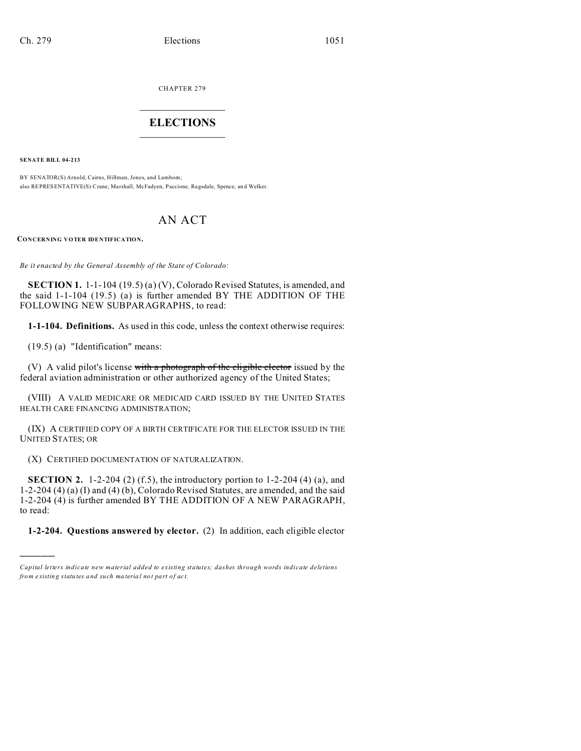CHAPTER 279

# ELECTIONS

**SENATE BILL 04-213**

BY SENATOR(S) Arnold, Cairns, Hillman, Jones, and Lamborn;
also REPRESENTATIVE(S) Crane, Marshall, McFadyen, Paccione, Ragsdale, Spence, and Welker.

# AN ACT

**CONCERNING VOTER IDENTIFICATION.**

*Be it enacted by the General Assembly of the State of Colorado:*

**SECTION 1.** 1-1-104 (19.5) (a) (V), Colorado Revised Statutes, is amended, and the said 1-1-104 (19.5) (a) is further amended BY THE ADDITION OF THE FOLLOWING NEW SUBPARAGRAPHS, to read:

**1-1-104. Definitions.** As used in this code, unless the context otherwise requires:

(19.5) (a) "Identification" means:

(V) A valid pilot's license ~~with a photograph of the eligible elector~~ issued by the federal aviation administration or other authorized agency of the United States;

(VIII) A VALID MEDICARE OR MEDICAID CARD ISSUED BY THE UNITED STATES HEALTH CARE FINANCING ADMINISTRATION;

(IX) A CERTIFIED COPY OF A BIRTH CERTIFICATE FOR THE ELECTOR ISSUED IN THE UNITED STATES; OR

(X) CERTIFIED DOCUMENTATION OF NATURALIZATION.

**SECTION 2.** 1-2-204 (2) (f.5), the introductory portion to 1-2-204 (4) (a), and 1-2-204 (4) (a) (I) and (4) (b), Colorado Revised Statutes, are amended, and the said 1-2-204 (4) is further amended BY THE ADDITION OF A NEW PARAGRAPH, to read:

**1-2-204. Questions answered by elector.** (2) In addition, each eligible elector

---

*Capital letters indicate new material added to existing statutes; dashes through words indicate deletions from existing statutes and such material not part of act.*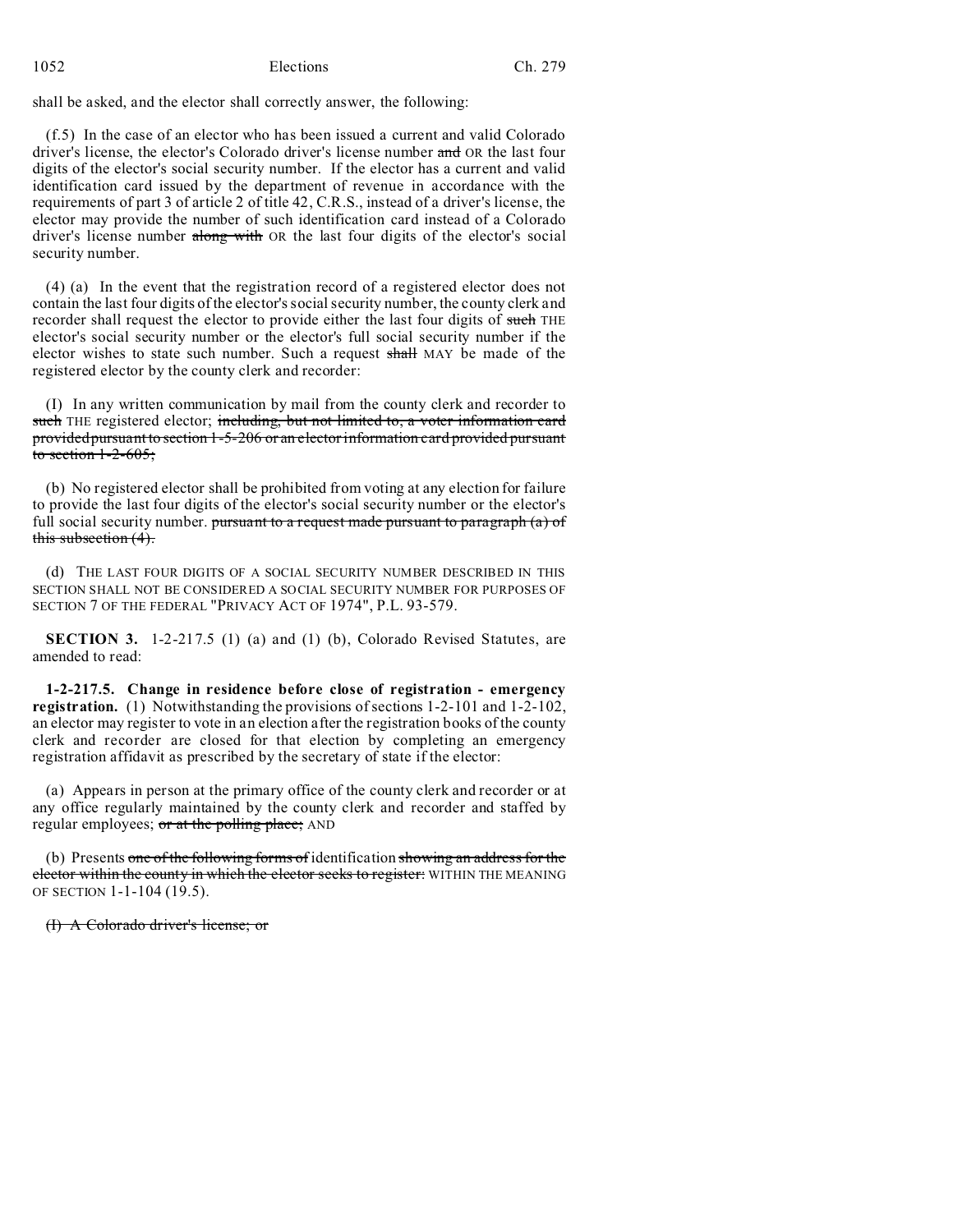shall be asked, and the elector shall correctly answer, the following:

(f.5) In the case of an elector who has been issued a current and valid Colorado driver's license, the elector's Colorado driver's license number ~~and~~ OR the last four digits of the elector's social security number. If the elector has a current and valid identification card issued by the department of revenue in accordance with the requirements of part 3 of article 2 of title 42, C.R.S., instead of a driver's license, the elector may provide the number of such identification card instead of a Colorado driver's license number ~~along with~~ OR the last four digits of the elector's social security number.

(4) (a) In the event that the registration record of a registered elector does not contain the last four digits of the elector's social security number, the county clerk and recorder shall request the elector to provide either the last four digits of ~~such~~ THE elector's social security number or the elector's full social security number if the elector wishes to state such number. Such a request ~~shall~~ MAY be made of the registered elector by the county clerk and recorder:

(I) In any written communication by mail from the county clerk and recorder to ~~such~~ THE registered elector; ~~including, but not limited to, a voter information card provided pursuant to section 1-5-206 or an elector information card provided pursuant to section 1-2-605;~~

(b) No registered elector shall be prohibited from voting at any election for failure to provide the last four digits of the elector's social security number or the elector's full social security number. ~~pursuant to a request made pursuant to paragraph (a) of this subsection (4).~~

(d) THE LAST FOUR DIGITS OF A SOCIAL SECURITY NUMBER DESCRIBED IN THIS SECTION SHALL NOT BE CONSIDERED A SOCIAL SECURITY NUMBER FOR PURPOSES OF SECTION 7 OF THE FEDERAL "PRIVACY ACT OF 1974", P.L. 93-579.

**SECTION 3.** 1-2-217.5 (1) (a) and (1) (b), Colorado Revised Statutes, are amended to read:

**1-2-217.5. Change in residence before close of registration - emergency registration.** (1) Notwithstanding the provisions of sections 1-2-101 and 1-2-102, an elector may register to vote in an election after the registration books of the county clerk and recorder are closed for that election by completing an emergency registration affidavit as prescribed by the secretary of state if the elector:

(a) Appears in person at the primary office of the county clerk and recorder or at any office regularly maintained by the county clerk and recorder and staffed by regular employees; ~~or at the polling place;~~ AND

(b) Presents ~~one of the following forms of~~ identification ~~showing an address for the elector within the county in which the elector seeks to register:~~ WITHIN THE MEANING OF SECTION 1-1-104 (19.5).

~~(I) A Colorado driver's license; or~~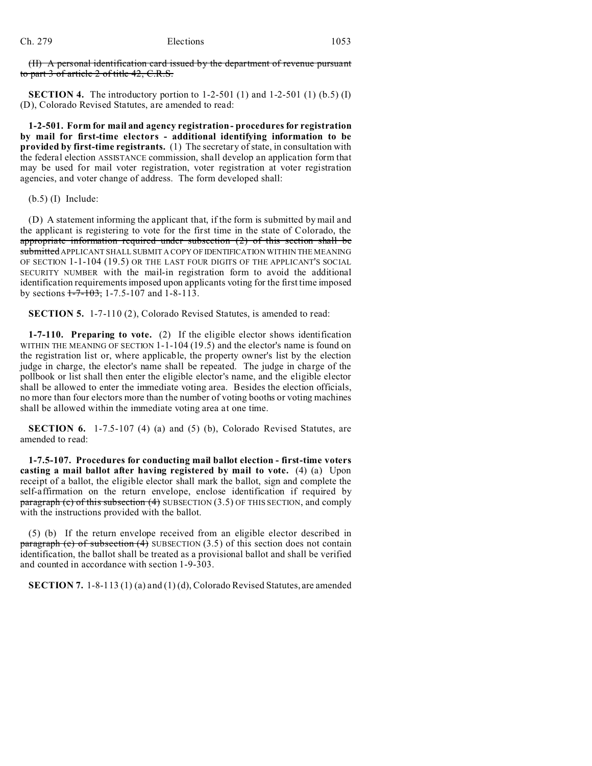~~(II) A personal identification card issued by the department of revenue pursuant to part 3 of article 2 of title 42, C.R.S.~~

**SECTION 4.** The introductory portion to 1-2-501 (1) and 1-2-501 (1) (b.5) (I) (D), Colorado Revised Statutes, are amended to read:

**1-2-501. Form for mail and agency registration - procedures for registration by mail for first-time electors - additional identifying information to be provided by first-time registrants.** (1) The secretary of state, in consultation with the federal election ASSISTANCE commission, shall develop an application form that may be used for mail voter registration, voter registration at voter registration agencies, and voter change of address. The form developed shall:

(b.5) (I) Include:

(D) A statement informing the applicant that, if the form is submitted by mail and the applicant is registering to vote for the first time in the state of Colorado, the ~~appropriate information required under subsection (2) of this section shall be submitted~~ APPLICANT SHALL SUBMIT A COPY OF IDENTIFICATION WITHIN THE MEANING OF SECTION 1-1-104 (19.5) OR THE LAST FOUR DIGITS OF THE APPLICANT'S SOCIAL SECURITY NUMBER with the mail-in registration form to avoid the additional identification requirements imposed upon applicants voting for the first time imposed by sections ~~1-7-103,~~ 1-7.5-107 and 1-8-113.

**SECTION 5.** 1-7-110 (2), Colorado Revised Statutes, is amended to read:

**1-7-110. Preparing to vote.** (2) If the eligible elector shows identification WITHIN THE MEANING OF SECTION 1-1-104 (19.5) and the elector's name is found on the registration list or, where applicable, the property owner's list by the election judge in charge, the elector's name shall be repeated. The judge in charge of the pollbook or list shall then enter the eligible elector's name, and the eligible elector shall be allowed to enter the immediate voting area. Besides the election officials, no more than four electors more than the number of voting booths or voting machines shall be allowed within the immediate voting area at one time.

**SECTION 6.** 1-7.5-107 (4) (a) and (5) (b), Colorado Revised Statutes, are amended to read:

**1-7.5-107. Procedures for conducting mail ballot election - first-time voters casting a mail ballot after having registered by mail to vote.** (4) (a) Upon receipt of a ballot, the eligible elector shall mark the ballot, sign and complete the self-affirmation on the return envelope, enclose identification if required by ~~paragraph (c) of this subsection (4)~~ SUBSECTION (3.5) OF THIS SECTION, and comply with the instructions provided with the ballot.

(5) (b) If the return envelope received from an eligible elector described in ~~paragraph (c) of subsection (4)~~ SUBSECTION (3.5) of this section does not contain identification, the ballot shall be treated as a provisional ballot and shall be verified and counted in accordance with section 1-9-303.

**SECTION 7.** 1-8-113 (1) (a) and (1) (d), Colorado Revised Statutes, are amended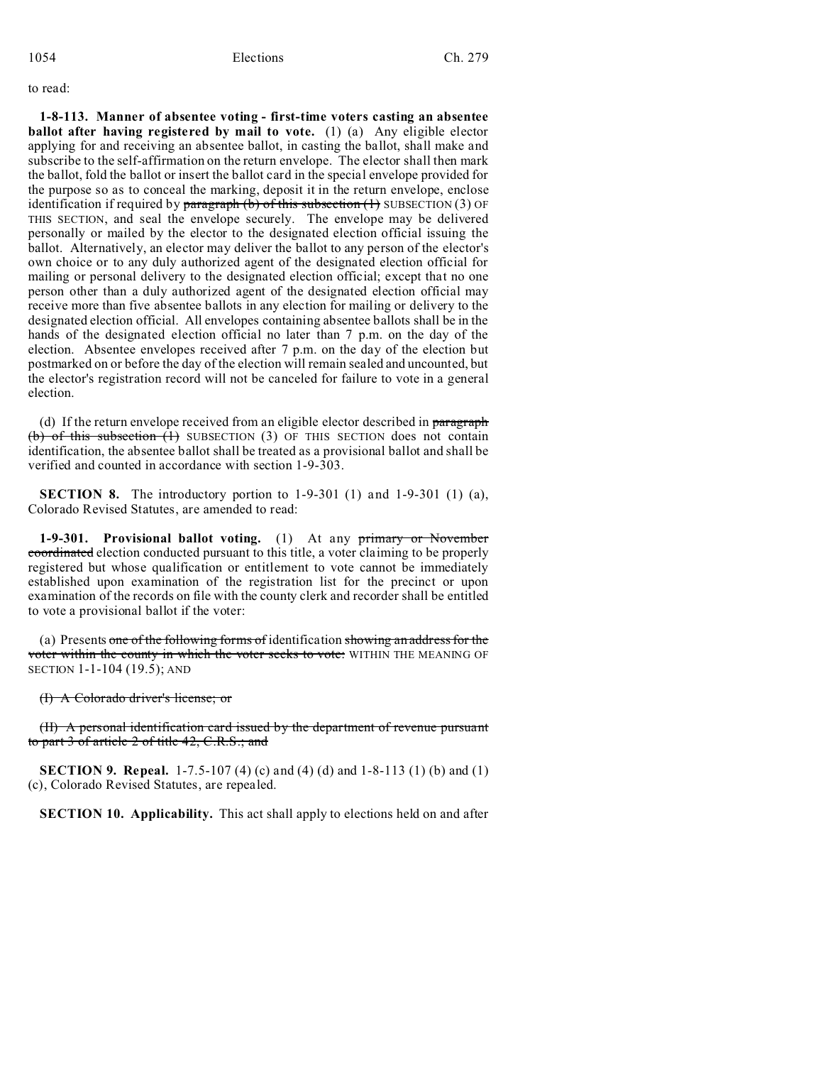to read:

**1-8-113. Manner of absentee voting - first-time voters casting an absentee ballot after having registered by mail to vote.** (1) (a) Any eligible elector applying for and receiving an absentee ballot, in casting the ballot, shall make and subscribe to the self-affirmation on the return envelope. The elector shall then mark the ballot, fold the ballot or insert the ballot card in the special envelope provided for the purpose so as to conceal the marking, deposit it in the return envelope, enclose identification if required by ~~paragraph (b) of this subsection (1)~~ SUBSECTION (3) OF THIS SECTION, and seal the envelope securely. The envelope may be delivered personally or mailed by the elector to the designated election official issuing the ballot. Alternatively, an elector may deliver the ballot to any person of the elector's own choice or to any duly authorized agent of the designated election official for mailing or personal delivery to the designated election official; except that no one person other than a duly authorized agent of the designated election official may receive more than five absentee ballots in any election for mailing or delivery to the designated election official. All envelopes containing absentee ballots shall be in the hands of the designated election official no later than 7 p.m. on the day of the election. Absentee envelopes received after 7 p.m. on the day of the election but postmarked on or before the day of the election will remain sealed and uncounted, but the elector's registration record will not be canceled for failure to vote in a general election.

(d) If the return envelope received from an eligible elector described in ~~paragraph (b) of this subsection (1)~~ SUBSECTION (3) OF THIS SECTION does not contain identification, the absentee ballot shall be treated as a provisional ballot and shall be verified and counted in accordance with section 1-9-303.

**SECTION 8.** The introductory portion to 1-9-301 (1) and 1-9-301 (1) (a), Colorado Revised Statutes, are amended to read:

**1-9-301. Provisional ballot voting.** (1) At any ~~primary or November coordinated~~ election conducted pursuant to this title, a voter claiming to be properly registered but whose qualification or entitlement to vote cannot be immediately established upon examination of the registration list for the precinct or upon examination of the records on file with the county clerk and recorder shall be entitled to vote a provisional ballot if the voter:

(a) Presents ~~one of the following forms of~~ identification ~~showing an address for the voter within the county in which the voter seeks to vote:~~ WITHIN THE MEANING OF SECTION 1-1-104 (19.5); AND

~~(I) A Colorado driver's license; or~~

~~(II) A personal identification card issued by the department of revenue pursuant to part 3 of article 2 of title 42, C.R.S.; and~~

**SECTION 9. Repeal.** 1-7.5-107 (4) (c) and (4) (d) and 1-8-113 (1) (b) and (1) (c), Colorado Revised Statutes, are repealed.

**SECTION 10. Applicability.** This act shall apply to elections held on and after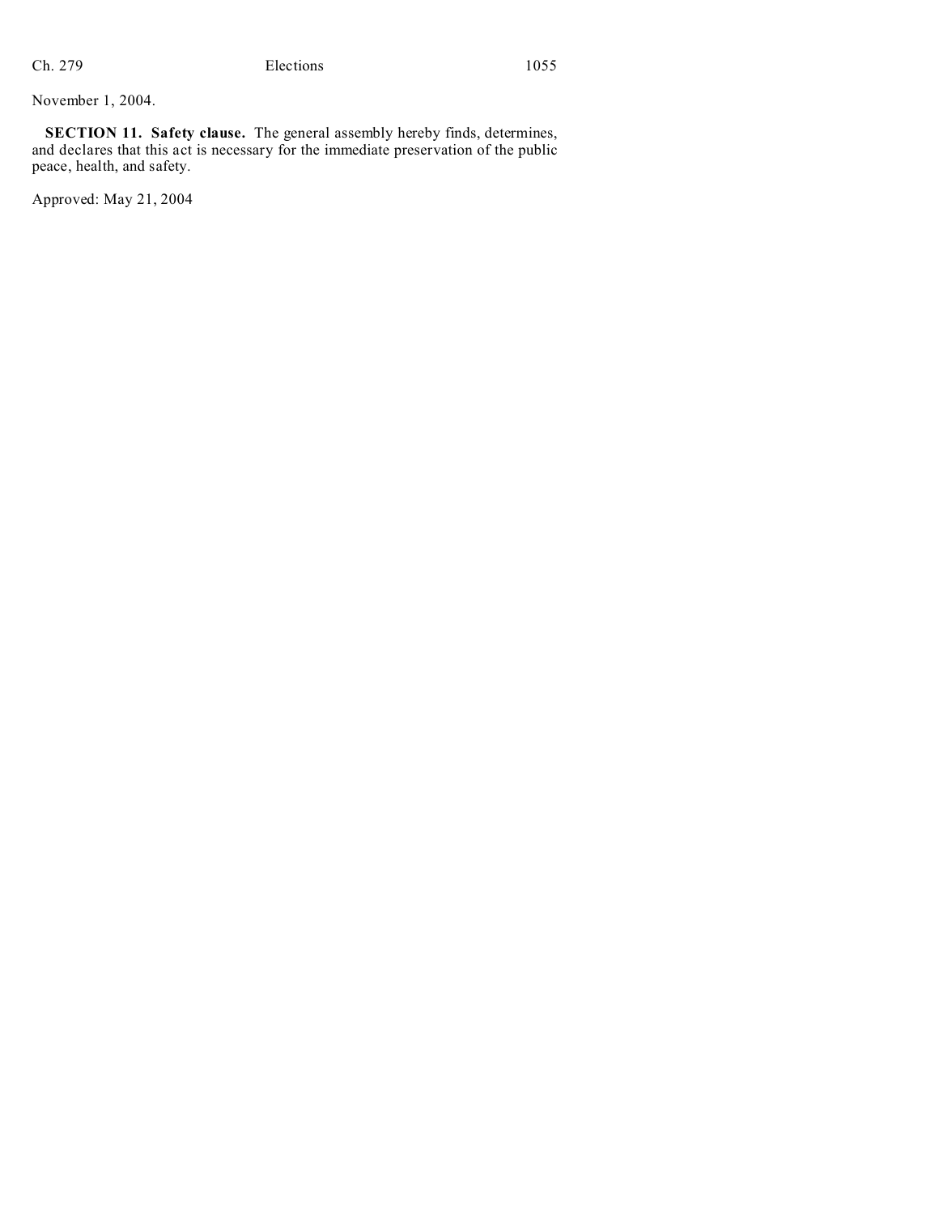November 1, 2004.

**SECTION 11. Safety clause.** The general assembly hereby finds, determines, and declares that this act is necessary for the immediate preservation of the public peace, health, and safety.

Approved: May 21, 2004